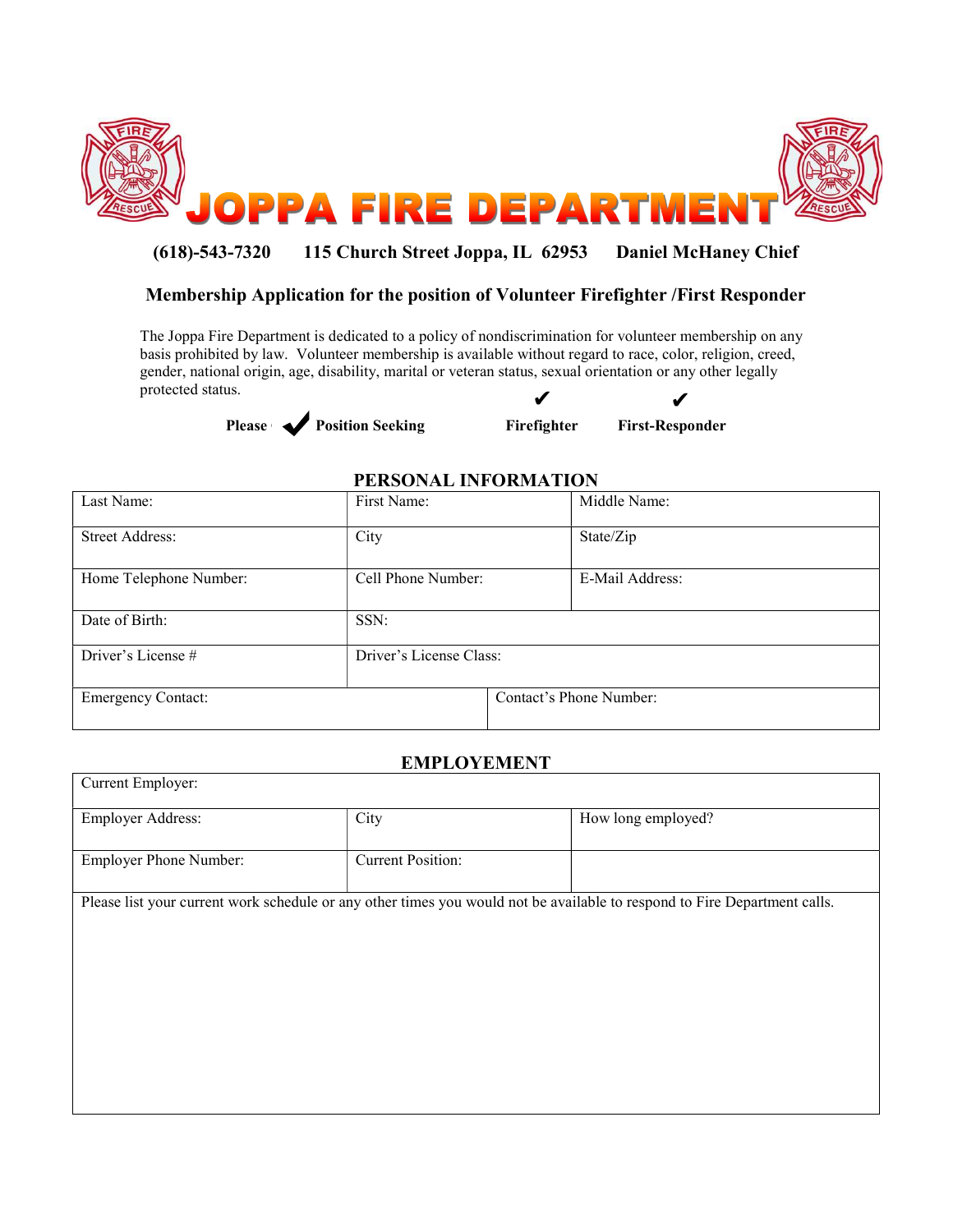# JOPPA FIRE DEPARTMENT

**(618)-543-7320 115 Church Street Joppa, IL 62953 Daniel McHaney Chief**

## Membership Application for the position of Volunteer Firefighter /First Responder

The Joppa Fire Department is dedicated to a policy of nondiscrimination for volunteer membership on any basis prohibited by law. Volunteer membership is available without regard to race, color, religion, creed, gender, national origin, age, disability, marital or veteran status, sexual orientation or any other legally protected status.

**Please ✔ Position Seeking** ✔ **Firefighter** ✔ **First-Responder**

### PERSONAL INFORMATION

| Last Name: | First Name: | Middle Name: |
|---|---|---|
| Street Address: | City | State/Zip |
| Home Telephone Number: | Cell Phone Number: | E-Mail Address: |
| Date of Birth: | SSN: | |
| Driver's License # | Driver's License Class: | |
| Emergency Contact: | Contact's Phone Number: | |

### EMPLOYEMENT

| Current Employer: | | |
|---|---|---|
| Employer Address: | City | How long employed? |
| Employer Phone Number: | Current Position: | |

Please list your current work schedule or any other times you would not be available to respond to Fire Department calls.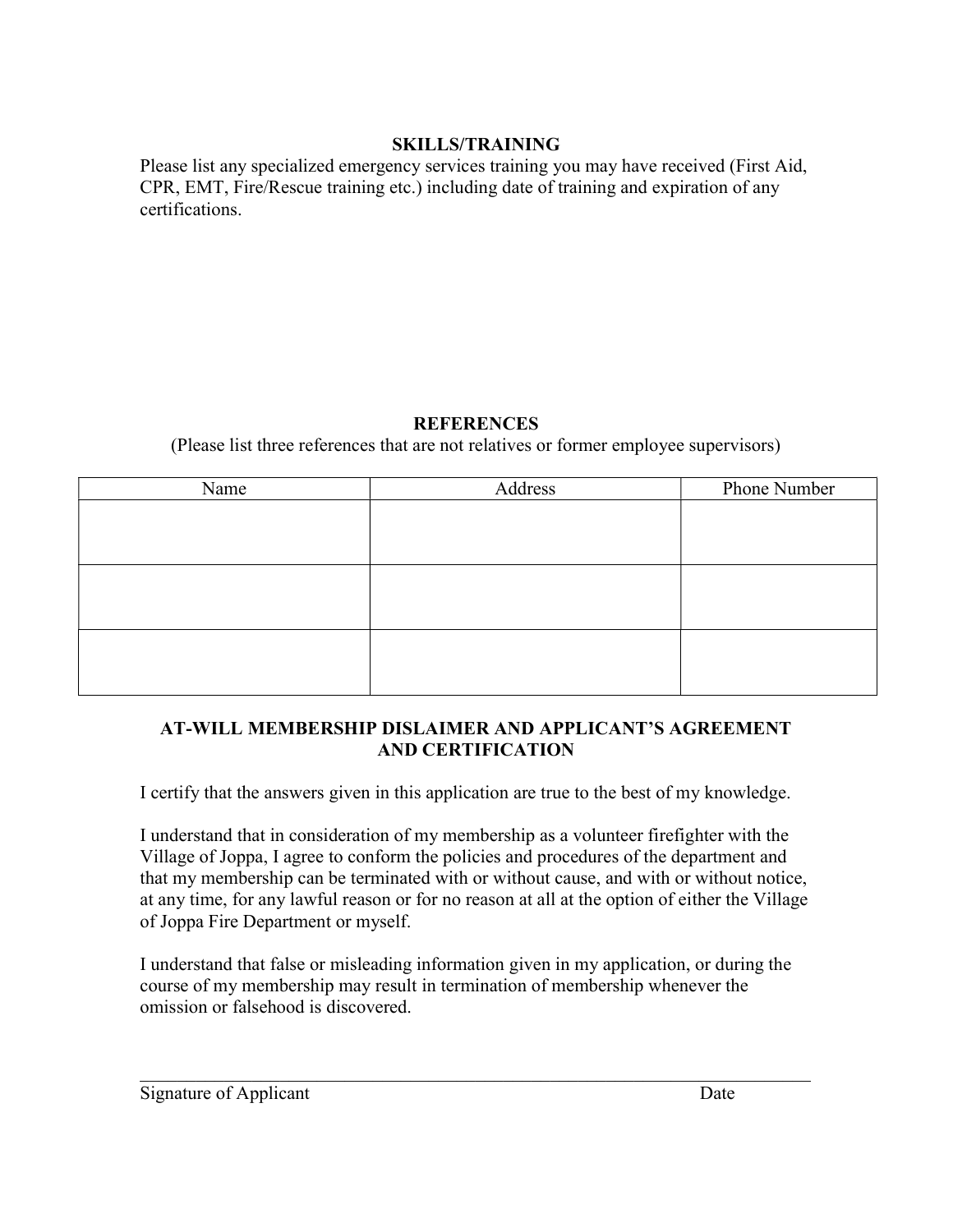## SKILLS/TRAINING

Please list any specialized emergency services training you may have received (First Aid, CPR, EMT, Fire/Rescue training etc.) including date of training and expiration of any certifications.

## REFERENCES

(Please list three references that are not relatives or former employee supervisors)

| Name | Address | Phone Number |
|---|---|---|
| | | |
| | | |
| | | |

## AT-WILL MEMBERSHIP DISLAIMER AND APPLICANT'S AGREEMENT AND CERTIFICATION

I certify that the answers given in this application are true to the best of my knowledge.

I understand that in consideration of my membership as a volunteer firefighter with the Village of Joppa, I agree to conform the policies and procedures of the department and that my membership can be terminated with or without cause, and with or without notice, at any time, for any lawful reason or for no reason at all at the option of either the Village of Joppa Fire Department or myself.

I understand that false or misleading information given in my application, or during the course of my membership may result in termination of membership whenever the omission or falsehood is discovered.

\_\_\_\_\_\_\_\_\_\_\_\_\_\_\_\_\_\_\_\_\_\_\_\_\_\_\_\_\_\_\_\_\_\_\_\_\_\_\_\_\_\_\_\_\_\_\_\_\_\_\_\_\_\_\_\_\_\_\_\_\_\_

Signature of Applicant Date